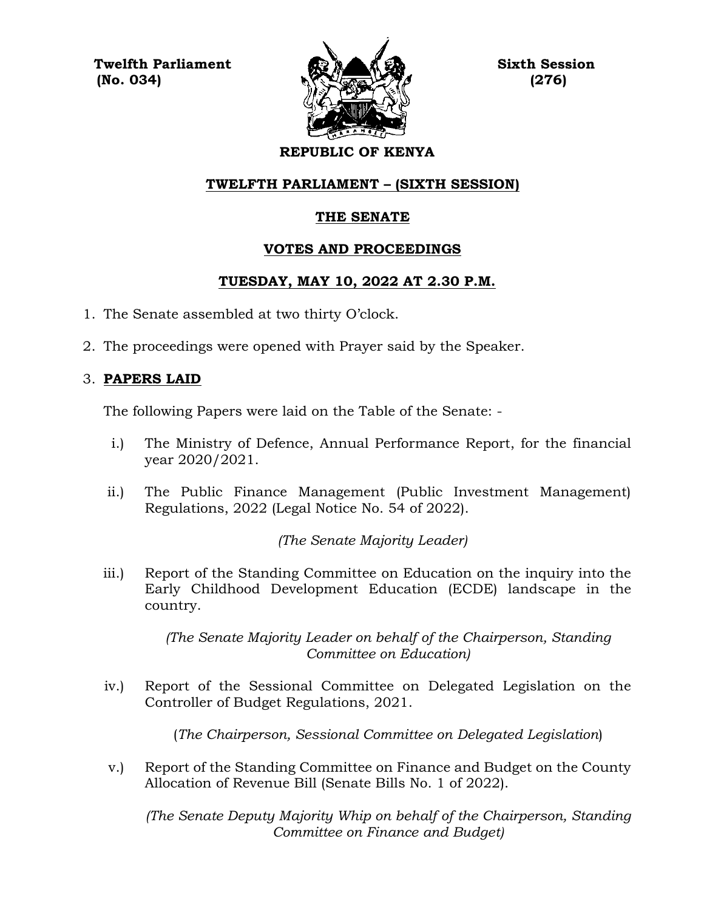**Twelfth Parliament**
**(No. 034)**

**Sixth Session**
**(276)**

**REPUBLIC OF KENYA**

# TWELFTH PARLIAMENT – (SIXTH SESSION)

## THE SENATE

## VOTES AND PROCEEDINGS

## TUESDAY, MAY 10, 2022 AT 2.30 P.M.

1. The Senate assembled at two thirty O'clock.

2. The proceedings were opened with Prayer said by the Speaker.

3. **PAPERS LAID**

   The following Papers were laid on the Table of the Senate: -

   i.) The Ministry of Defence, Annual Performance Report, for the financial year 2020/2021.

   ii.) The Public Finance Management (Public Investment Management) Regulations, 2022 (Legal Notice No. 54 of 2022).

   *(The Senate Majority Leader)*

   iii.) Report of the Standing Committee on Education on the inquiry into the Early Childhood Development Education (ECDE) landscape in the country.

   *(The Senate Majority Leader on behalf of the Chairperson, Standing Committee on Education)*

   iv.) Report of the Sessional Committee on Delegated Legislation on the Controller of Budget Regulations, 2021.

   (*The Chairperson, Sessional Committee on Delegated Legislation*)

   v.) Report of the Standing Committee on Finance and Budget on the County Allocation of Revenue Bill (Senate Bills No. 1 of 2022).

   *(The Senate Deputy Majority Whip on behalf of the Chairperson, Standing Committee on Finance and Budget)*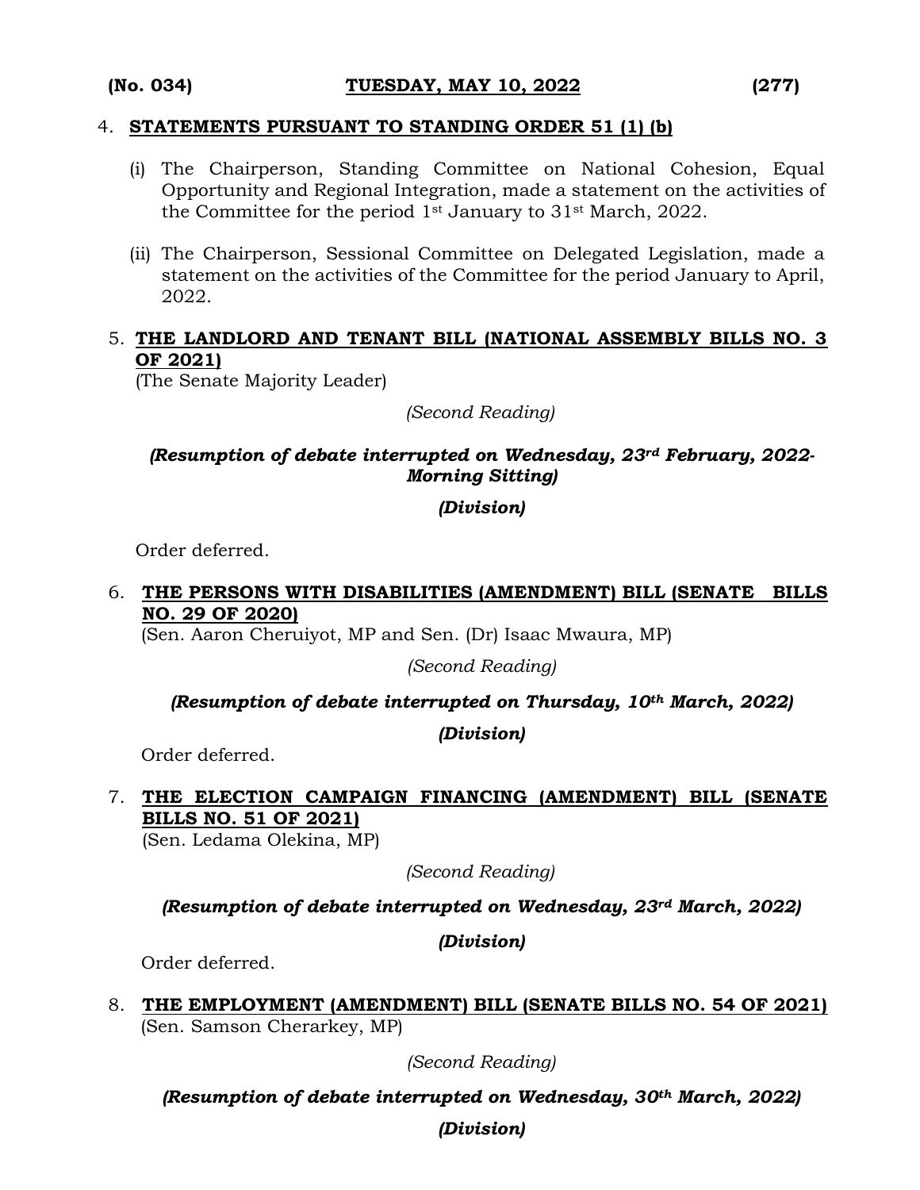4. **STATEMENTS PURSUANT TO STANDING ORDER 51 (1) (b)**

   (i) The Chairperson, Standing Committee on National Cohesion, Equal Opportunity and Regional Integration, made a statement on the activities of the Committee for the period 1st January to 31st March, 2022.

   (ii) The Chairperson, Sessional Committee on Delegated Legislation, made a statement on the activities of the Committee for the period January to April, 2022.

5. **THE LANDLORD AND TENANT BILL (NATIONAL ASSEMBLY BILLS NO. 3 OF 2021)**
   (The Senate Majority Leader)

   *(Second Reading)*

   ***(Resumption of debate interrupted on Wednesday, 23rd February, 2022- Morning Sitting)***

   ***(Division)***

   Order deferred.

6. **THE PERSONS WITH DISABILITIES (AMENDMENT) BILL (SENATE BILLS NO. 29 OF 2020)**
   (Sen. Aaron Cheruiyot, MP and Sen. (Dr) Isaac Mwaura, MP)

   *(Second Reading)*

   ***(Resumption of debate interrupted on Thursday, 10th March, 2022)***

   ***(Division)***

   Order deferred.

7. **THE ELECTION CAMPAIGN FINANCING (AMENDMENT) BILL (SENATE BILLS NO. 51 OF 2021)**
   (Sen. Ledama Olekina, MP)

   *(Second Reading)*

   ***(Resumption of debate interrupted on Wednesday, 23rd March, 2022)***

   ***(Division)***

   Order deferred.

8. **THE EMPLOYMENT (AMENDMENT) BILL (SENATE BILLS NO. 54 OF 2021)**
   (Sen. Samson Cherarkey, MP)

   *(Second Reading)*

   ***(Resumption of debate interrupted on Wednesday, 30th March, 2022)***

   ***(Division)***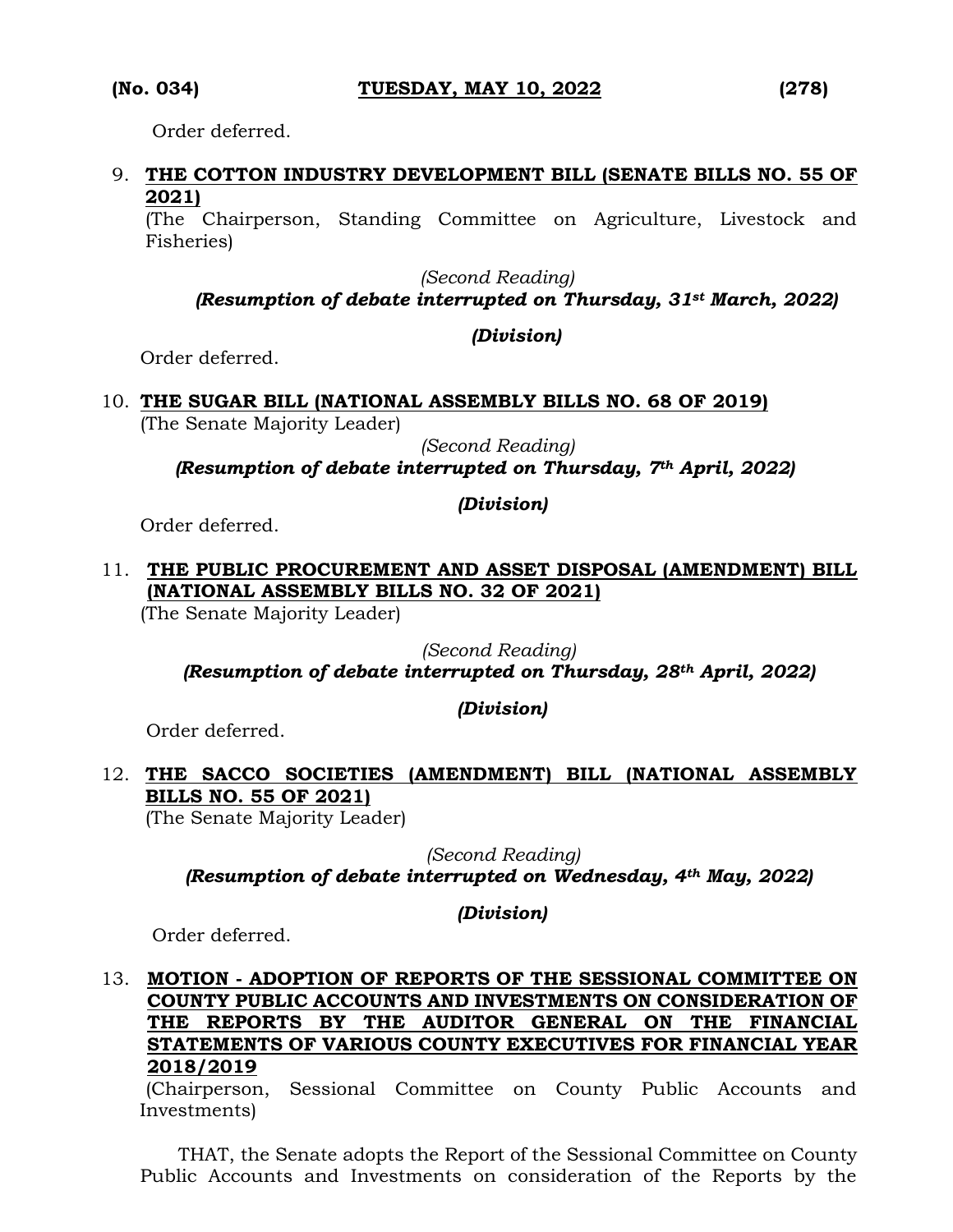Order deferred.

9. **THE COTTON INDUSTRY DEVELOPMENT BILL (SENATE BILLS NO. 55 OF 2021)**
   (The Chairperson, Standing Committee on Agriculture, Livestock and Fisheries)

   *(Second Reading)*
   ***(Resumption of debate interrupted on Thursday, 31st March, 2022)***

   ***(Division)***

   Order deferred.

10. **THE SUGAR BILL (NATIONAL ASSEMBLY BILLS NO. 68 OF 2019)**
    (The Senate Majority Leader)

    *(Second Reading)*
    ***(Resumption of debate interrupted on Thursday, 7th April, 2022)***

    ***(Division)***

    Order deferred.

11. **THE PUBLIC PROCUREMENT AND ASSET DISPOSAL (AMENDMENT) BILL (NATIONAL ASSEMBLY BILLS NO. 32 OF 2021)**
    (The Senate Majority Leader)

    *(Second Reading)*
    ***(Resumption of debate interrupted on Thursday, 28th April, 2022)***

    ***(Division)***

    Order deferred.

12. **THE SACCO SOCIETIES (AMENDMENT) BILL (NATIONAL ASSEMBLY BILLS NO. 55 OF 2021)**
    (The Senate Majority Leader)

    *(Second Reading)*
    ***(Resumption of debate interrupted on Wednesday, 4th May, 2022)***

    ***(Division)***

    Order deferred.

13. **MOTION - ADOPTION OF REPORTS OF THE SESSIONAL COMMITTEE ON COUNTY PUBLIC ACCOUNTS AND INVESTMENTS ON CONSIDERATION OF THE REPORTS BY THE AUDITOR GENERAL ON THE FINANCIAL STATEMENTS OF VARIOUS COUNTY EXECUTIVES FOR FINANCIAL YEAR 2018/2019**
    (Chairperson, Sessional Committee on County Public Accounts and Investments)

    THAT, the Senate adopts the Report of the Sessional Committee on County Public Accounts and Investments on consideration of the Reports by the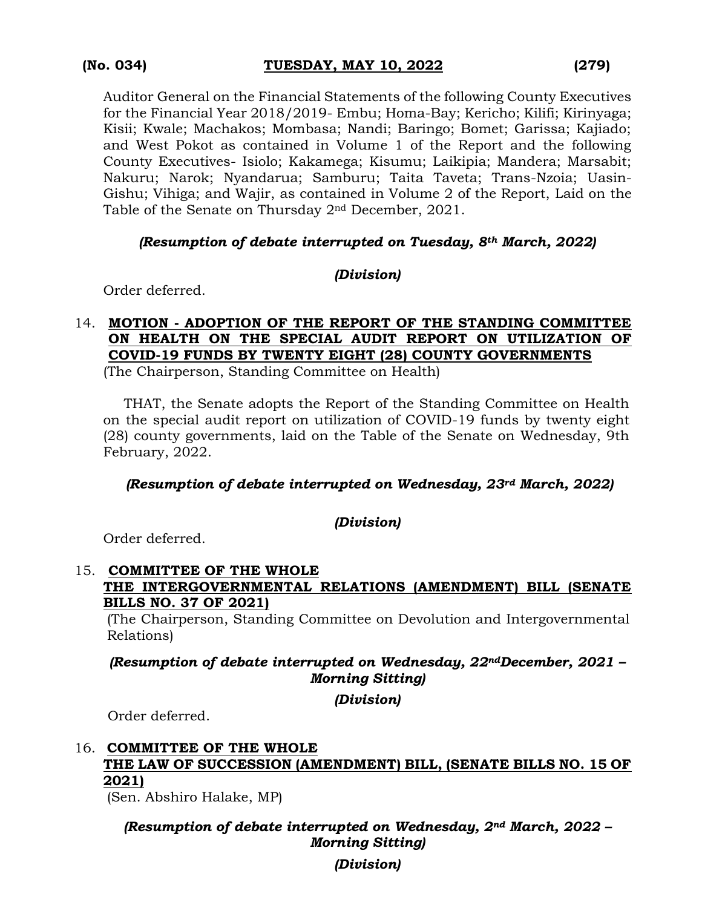Auditor General on the Financial Statements of the following County Executives for the Financial Year 2018/2019- Embu; Homa-Bay; Kericho; Kilifi; Kirinyaga; Kisii; Kwale; Machakos; Mombasa; Nandi; Baringo; Bomet; Garissa; Kajiado; and West Pokot as contained in Volume 1 of the Report and the following County Executives- Isiolo; Kakamega; Kisumu; Laikipia; Mandera; Marsabit; Nakuru; Narok; Nyandarua; Samburu; Taita Taveta; Trans-Nzoia; Uasin-Gishu; Vihiga; and Wajir, as contained in Volume 2 of the Report, Laid on the Table of the Senate on Thursday 2nd December, 2021.

***(Resumption of debate interrupted on Tuesday, 8th March, 2022)***

***(Division)***

Order deferred.

14. **MOTION - ADOPTION OF THE REPORT OF THE STANDING COMMITTEE ON HEALTH ON THE SPECIAL AUDIT REPORT ON UTILIZATION OF COVID-19 FUNDS BY TWENTY EIGHT (28) COUNTY GOVERNMENTS**
(The Chairperson, Standing Committee on Health)

THAT, the Senate adopts the Report of the Standing Committee on Health on the special audit report on utilization of COVID-19 funds by twenty eight (28) county governments, laid on the Table of the Senate on Wednesday, 9th February, 2022.

***(Resumption of debate interrupted on Wednesday, 23rd March, 2022)***

***(Division)***

Order deferred.

15. **COMMITTEE OF THE WHOLE**
**THE INTERGOVERNMENTAL RELATIONS (AMENDMENT) BILL (SENATE BILLS NO. 37 OF 2021)**
(The Chairperson, Standing Committee on Devolution and Intergovernmental Relations)

***(Resumption of debate interrupted on Wednesday, 22ndDecember, 2021 – Morning Sitting)***

***(Division)***

Order deferred.

16. **COMMITTEE OF THE WHOLE**
**THE LAW OF SUCCESSION (AMENDMENT) BILL, (SENATE BILLS NO. 15 OF 2021)**
(Sen. Abshiro Halake, MP)

***(Resumption of debate interrupted on Wednesday, 2nd March, 2022 – Morning Sitting)***

***(Division)***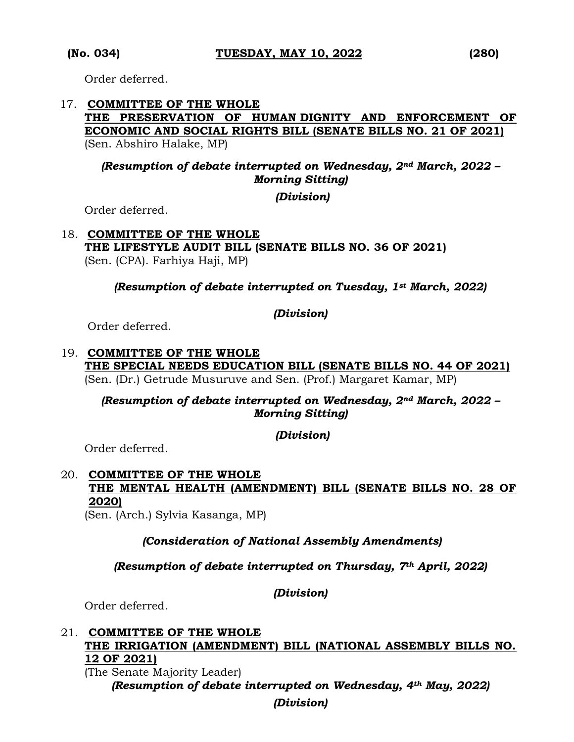Order deferred.

17. **COMMITTEE OF THE WHOLE**
**THE PRESERVATION OF HUMAN DIGNITY AND ENFORCEMENT OF ECONOMIC AND SOCIAL RIGHTS BILL (SENATE BILLS NO. 21 OF 2021)**
(Sen. Abshiro Halake, MP)

*(Resumption of debate interrupted on Wednesday, 2nd March, 2022 – Morning Sitting)*

*(Division)*

Order deferred.

18. **COMMITTEE OF THE WHOLE**
**THE LIFESTYLE AUDIT BILL (SENATE BILLS NO. 36 OF 2021)**
(Sen. (CPA). Farhiya Haji, MP)

*(Resumption of debate interrupted on Tuesday, 1st March, 2022)*

*(Division)*

Order deferred.

19. **COMMITTEE OF THE WHOLE**
**THE SPECIAL NEEDS EDUCATION BILL (SENATE BILLS NO. 44 OF 2021)**
(Sen. (Dr.) Getrude Musuruve and Sen. (Prof.) Margaret Kamar, MP)

*(Resumption of debate interrupted on Wednesday, 2nd March, 2022 – Morning Sitting)*

*(Division)*

Order deferred.

20. **COMMITTEE OF THE WHOLE**
**THE MENTAL HEALTH (AMENDMENT) BILL (SENATE BILLS NO. 28 OF 2020)**
(Sen. (Arch.) Sylvia Kasanga, MP)

*(Consideration of National Assembly Amendments)*

*(Resumption of debate interrupted on Thursday, 7th April, 2022)*

*(Division)*

Order deferred.

21. **COMMITTEE OF THE WHOLE**
**THE IRRIGATION (AMENDMENT) BILL (NATIONAL ASSEMBLY BILLS NO. 12 OF 2021)**
(The Senate Majority Leader)

*(Resumption of debate interrupted on Wednesday, 4th May, 2022)*

*(Division)*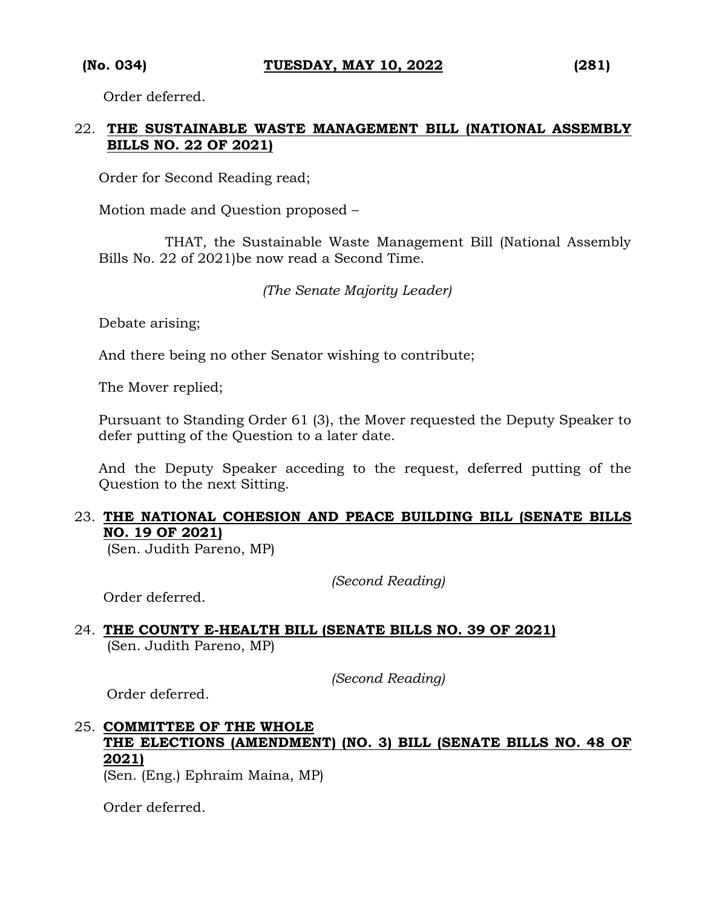Order deferred.

22. **THE SUSTAINABLE WASTE MANAGEMENT BILL (NATIONAL ASSEMBLY BILLS NO. 22 OF 2021)**

Order for Second Reading read;

Motion made and Question proposed –

THAT, the Sustainable Waste Management Bill (National Assembly Bills No. 22 of 2021)be now read a Second Time.

*(The Senate Majority Leader)*

Debate arising;

And there being no other Senator wishing to contribute;

The Mover replied;

Pursuant to Standing Order 61 (3), the Mover requested the Deputy Speaker to defer putting of the Question to a later date.

And the Deputy Speaker acceding to the request, deferred putting of the Question to the next Sitting.

23. **THE NATIONAL COHESION AND PEACE BUILDING BILL (SENATE BILLS NO. 19 OF 2021)**
(Sen. Judith Pareno, MP)

*(Second Reading)*

Order deferred.

24. **THE COUNTY E-HEALTH BILL (SENATE BILLS NO. 39 OF 2021)**
(Sen. Judith Pareno, MP)

*(Second Reading)*

Order deferred.

25. **COMMITTEE OF THE WHOLE**
**THE ELECTIONS (AMENDMENT) (NO. 3) BILL (SENATE BILLS NO. 48 OF 2021)**
(Sen. (Eng.) Ephraim Maina, MP)

Order deferred.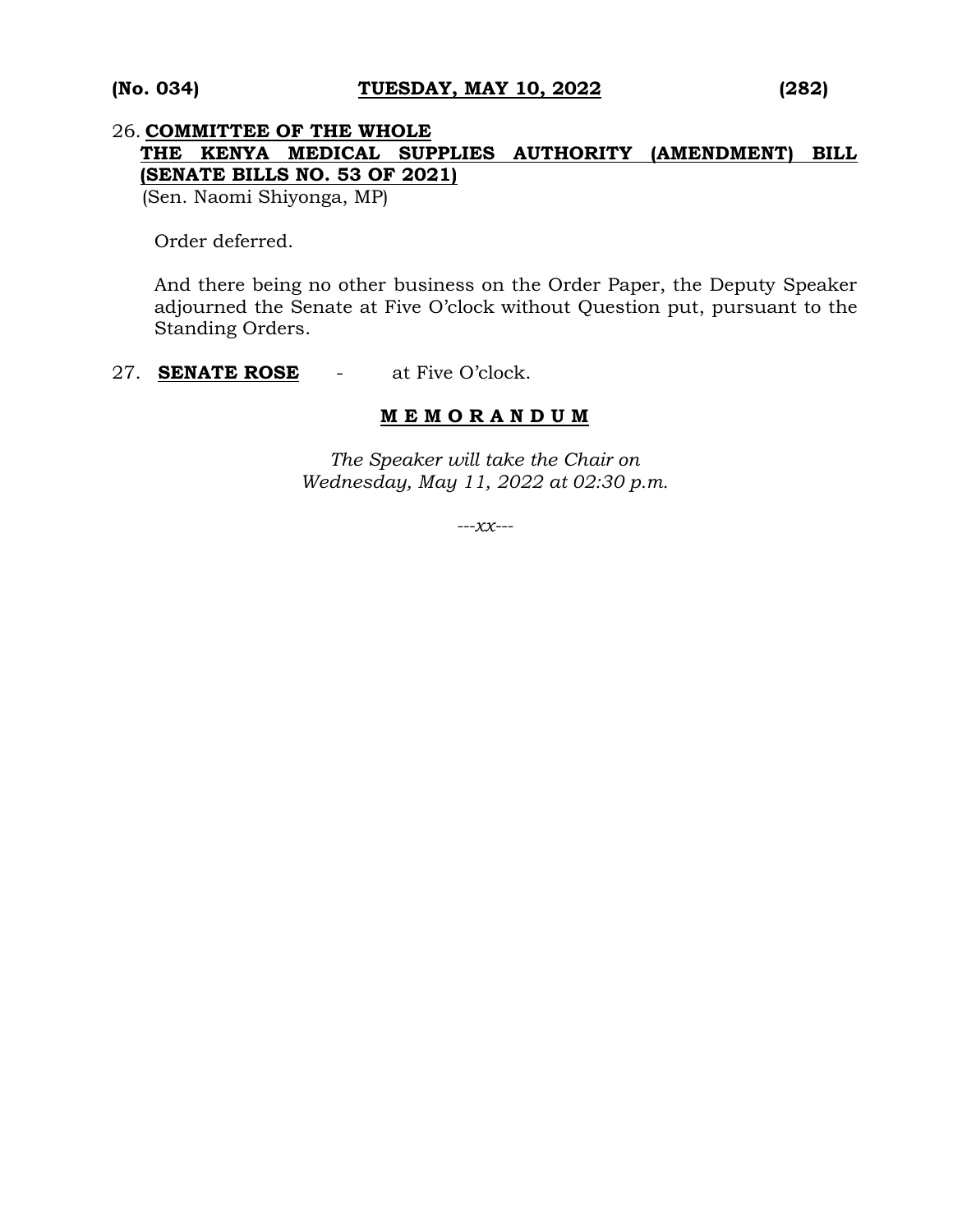26. **COMMITTEE OF THE WHOLE**
**THE KENYA MEDICAL SUPPLIES AUTHORITY (AMENDMENT) BILL (SENATE BILLS NO. 53 OF 2021)**
(Sen. Naomi Shiyonga, MP)

Order deferred.

And there being no other business on the Order Paper, the Deputy Speaker adjourned the Senate at Five O'clock without Question put, pursuant to the Standing Orders.

27. **SENATE ROSE** - at Five O'clock.

**M E M O R A N D U M**

*The Speaker will take the Chair on Wednesday, May 11, 2022 at 02:30 p.m.*

---*xx*---